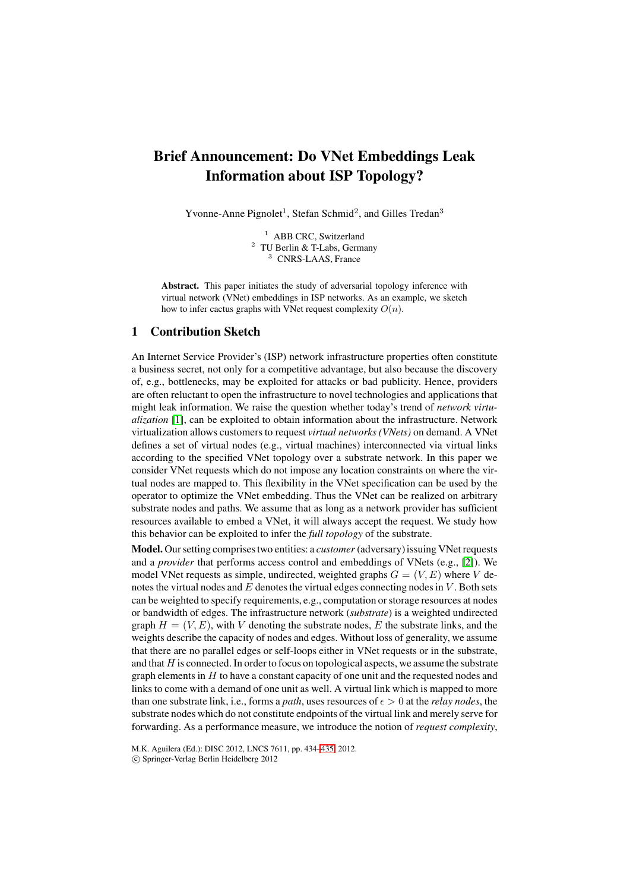# Brief Announcement: Do VNet Embeddings Leak Information about ISP Topology?

Yvonne-Anne Pignolet[1], Stefan Schmid[2], and Gilles Tredan[3]

[1] ABB CRC, Switzerland
[2] TU Berlin & T-Labs, Germany
[3] CNRS-LAAS, France

**Abstract.** This paper initiates the study of adversarial topology inference with virtual network (VNet) embeddings in ISP networks. As an example, we sketch how to infer cactus graphs with VNet request complexity $O(n)$.

## 1 Contribution Sketch

An Internet Service Provider's (ISP) network infrastructure properties often constitute a business secret, not only for a competitive advantage, but also because the discovery of, e.g., bottlenecks, may be exploited for attacks or bad publicity. Hence, providers are often reluctant to open the infrastructure to novel technologies and applications that might leak information. We raise the question whether today's trend of *network virtualization* [1], can be exploited to obtain information about the infrastructure. Network virtualization allows customers to request *virtual networks (VNets)* on demand. A VNet defines a set of virtual nodes (e.g., virtual machines) interconnected via virtual links according to the specified VNet topology over a substrate network. In this paper we consider VNet requests which do not impose any location constraints on where the virtual nodes are mapped to. This flexibility in the VNet specification can be used by the operator to optimize the VNet embedding. Thus the VNet can be realized on arbitrary substrate nodes and paths. We assume that as long as a network provider has sufficient resources available to embed a VNet, it will always accept the request. We study how this behavior can be exploited to infer the *full topology* of the substrate.

**Model.** Our setting comprises two entities: a *customer* (adversary) issuing VNet requests and a *provider* that performs access control and embeddings of VNets (e.g., [2]). We model VNet requests as simple, undirected, weighted graphs $G = (V, E)$ where $V$ denotes the virtual nodes and $E$ denotes the virtual edges connecting nodes in $V$. Both sets can be weighted to specify requirements, e.g., computation or storage resources at nodes or bandwidth of edges. The infrastructure network (*substrate*) is a weighted undirected graph $H = (V, E)$, with $V$ denoting the substrate nodes, $E$ the substrate links, and the weights describe the capacity of nodes and edges. Without loss of generality, we assume that there are no parallel edges or self-loops either in VNet requests or in the substrate, and that $H$ is connected. In order to focus on topological aspects, we assume the substrate graph elements in $H$ to have a constant capacity of one unit and the requested nodes and links to come with a demand of one unit as well. A virtual link which is mapped to more than one substrate link, i.e., forms a *path*, uses resources of $\epsilon > 0$ at the *relay nodes*, the substrate nodes which do not constitute endpoints of the virtual link and merely serve for forwarding. As a performance measure, we introduce the notion of *request complexity*,

M.K. Aguilera (Ed.): DISC 2012, LNCS 7611, pp. 434–435, 2012.
© Springer-Verlag Berlin Heidelberg 2012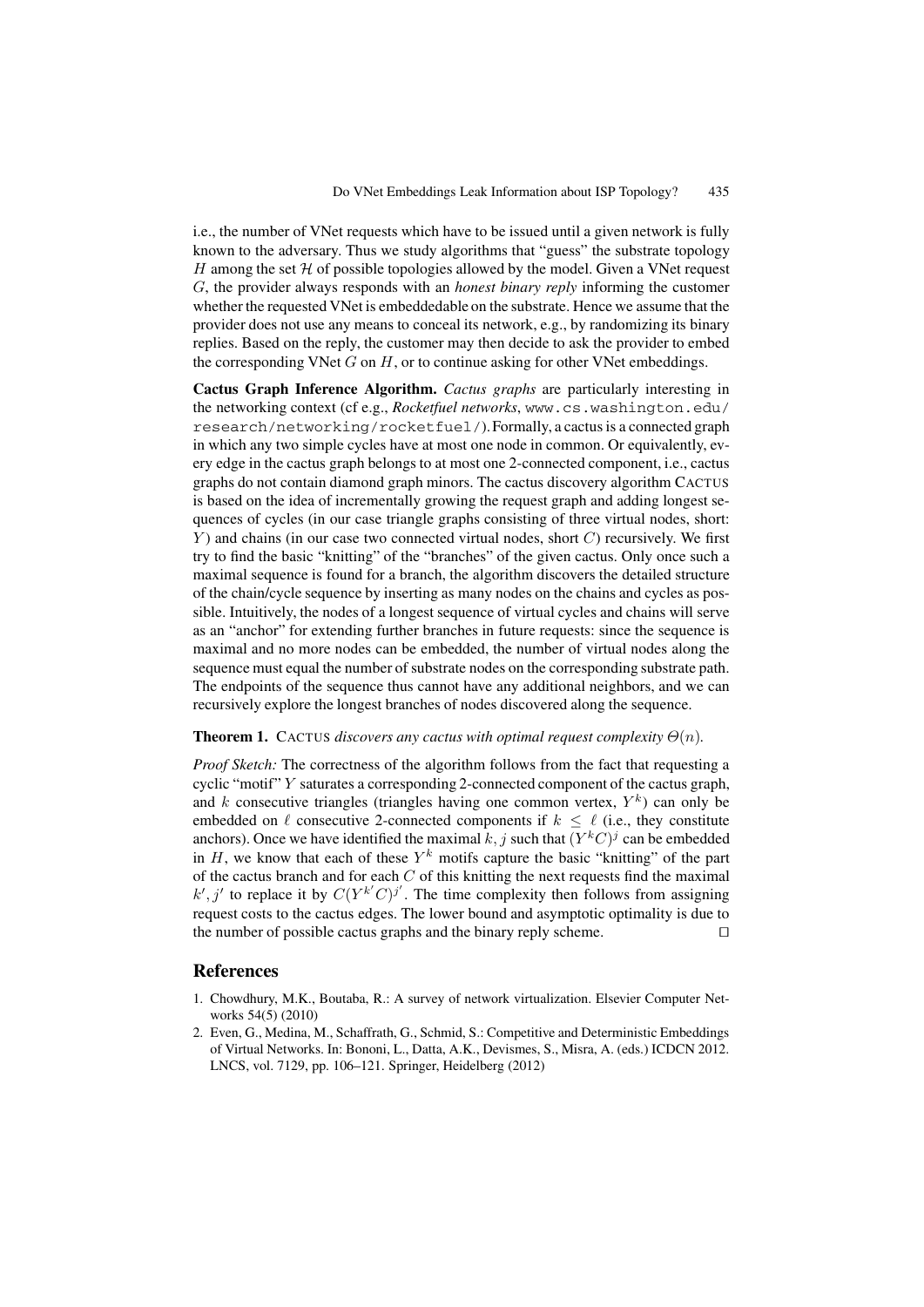i.e., the number of VNet requests which have to be issued until a given network is fully known to the adversary. Thus we study algorithms that "guess" the substrate topology $H$ among the set $\mathcal{H}$ of possible topologies allowed by the model. Given a VNet request $G$, the provider always responds with an *honest binary reply* informing the customer whether the requested VNet is embeddedable on the substrate. Hence we assume that the provider does not use any means to conceal its network, e.g., by randomizing its binary replies. Based on the reply, the customer may then decide to ask the provider to embed the corresponding VNet $G$ on $H$, or to continue asking for other VNet embeddings.

**Cactus Graph Inference Algorithm.** *Cactus graphs* are particularly interesting in the networking context (cf e.g., *Rocketfuel networks*, `www.cs.washington.edu/research/networking/rocketfuel/`). Formally, a cactus is a connected graph in which any two simple cycles have at most one node in common. Or equivalently, every edge in the cactus graph belongs to at most one 2-connected component, i.e., cactus graphs do not contain diamond graph minors. The cactus discovery algorithm CACTUS is based on the idea of incrementally growing the request graph and adding longest sequences of cycles (in our case triangle graphs consisting of three virtual nodes, short: $Y$) and chains (in our case two connected virtual nodes, short $C$) recursively. We first try to find the basic "knitting" of the "branches" of the given cactus. Only once such a maximal sequence is found for a branch, the algorithm discovers the detailed structure of the chain/cycle sequence by inserting as many nodes on the chains and cycles as possible. Intuitively, the nodes of a longest sequence of virtual cycles and chains will serve as an "anchor" for extending further branches in future requests: since the sequence is maximal and no more nodes can be embedded, the number of virtual nodes along the sequence must equal the number of substrate nodes on the corresponding substrate path. The endpoints of the sequence thus cannot have any additional neighbors, and we can recursively explore the longest branches of nodes discovered along the sequence.

**Theorem 1.** CACTUS *discovers any cactus with optimal request complexity $\Theta(n)$.*

*Proof Sketch:* The correctness of the algorithm follows from the fact that requesting a cyclic "motif" $Y$ saturates a corresponding 2-connected component of the cactus graph, and $k$ consecutive triangles (triangles having one common vertex, $Y^k$) can only be embedded on $\ell$ consecutive 2-connected components if $k \leq \ell$ (i.e., they constitute anchors). Once we have identified the maximal $k, j$ such that $(Y^k C)^j$ can be embedded in $H$, we know that each of these $Y^k$ motifs capture the basic "knitting" of the part of the cactus branch and for each $C$ of this knitting the next requests find the maximal $k', j'$ to replace it by $C(Y^{k'}C)^{j'}$. The time complexity then follows from assigning request costs to the cactus edges. The lower bound and asymptotic optimality is due to the number of possible cactus graphs and the binary reply scheme. $\square$

## References

1. Chowdhury, M.K., Boutaba, R.: A survey of network virtualization. Elsevier Computer Networks 54(5) (2010)
2. Even, G., Medina, M., Schaffrath, G., Schmid, S.: Competitive and Deterministic Embeddings of Virtual Networks. In: Bononi, L., Datta, A.K., Devismes, S., Misra, A. (eds.) ICDCN 2012. LNCS, vol. 7129, pp. 106–121. Springer, Heidelberg (2012)